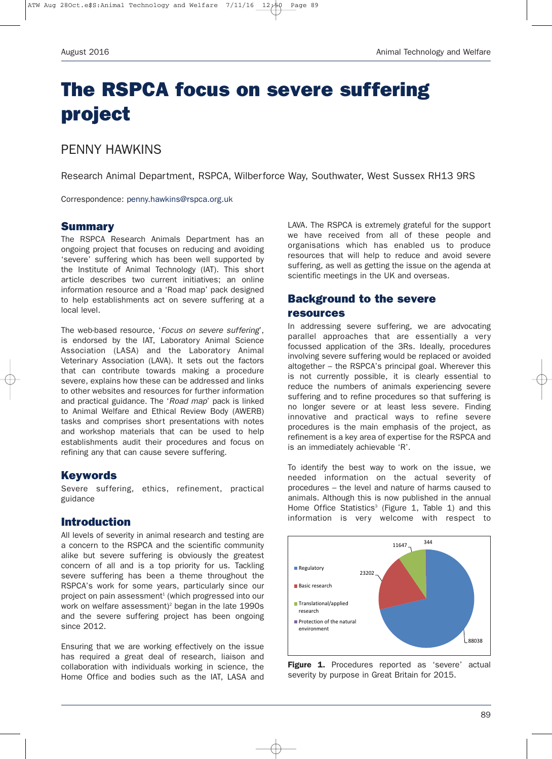# The RSPCA focus on severe suffering project

PENNY HAWKINS

Research Animal Department, RSPCA, Wilberforce Way, Southwater, West Sussex RH13 9RS

Correspondence: penny.hawkins@rspca.org.uk

## Summary

The RSPCA Research Animals Department has an ongoing project that focuses on reducing and avoiding 'severe' suffering which has been well supported by the Institute of Animal Technology (IAT). This short article describes two current initiatives; an online information resource and a 'Road map' pack designed to help establishments act on severe suffering at a local level.

The web-based resource, '*Focus on severe suffering*', is endorsed by the IAT, Laboratory Animal Science Association (LASA) and the Laboratory Animal Veterinary Association (LAVA). It sets out the factors that can contribute towards making a procedure severe, explains how these can be addressed and links to other websites and resources for further information and practical guidance. The '*Road map*' pack is linked to Animal Welfare and Ethical Review Body (AWERB) tasks and comprises short presentations with notes and workshop materials that can be used to help establishments audit their procedures and focus on refining any that can cause severe suffering.

## Keywords

Severe suffering, ethics, refinement, practical guidance

## Introduction

All levels of severity in animal research and testing are a concern to the RSPCA and the scientific community alike but severe suffering is obviously the greatest concern of all and is a top priority for us. Tackling severe suffering has been a theme throughout the RSPCA's work for some years, particularly since our project on pain assessment[1] (which progressed into our work on welfare assessment)[2] began in the late 1990s and the severe suffering project has been ongoing since 2012.

Ensuring that we are working effectively on the issue has required a great deal of research, liaison and collaboration with individuals working in science, the Home Office and bodies such as the IAT, LASA and LAVA. The RSPCA is extremely grateful for the support we have received from all of these people and organisations which has enabled us to produce resources that will help to reduce and avoid severe suffering, as well as getting the issue on the agenda at scientific meetings in the UK and overseas.

## Background to the severe resources

In addressing severe suffering, we are advocating parallel approaches that are essentially a very focussed application of the 3Rs. Ideally, procedures involving severe suffering would be replaced or avoided altogether – the RSPCA's principal goal. Wherever this is not currently possible, it is clearly essential to reduce the numbers of animals experiencing severe suffering and to refine procedures so that suffering is no longer severe or at least less severe. Finding innovative and practical ways to refine severe procedures is the main emphasis of the project, as refinement is a key area of expertise for the RSPCA and is an immediately achievable 'R'.

To identify the best way to work on the issue, we needed information on the actual severity of procedures – the level and nature of harms caused to animals. Although this is now published in the annual Home Office Statistics[3] (Figure 1, Table 1) and this information is very welcome with respect to

| Purpose | Procedures |
|---|---|
| Regulatory | 88038 |
| Basic research | 23202 |
| Translational/applied research | 11647 |
| Protection of the natural environment | 344 |

**Figure 1.** Procedures reported as 'severe' actual severity by purpose in Great Britain for 2015.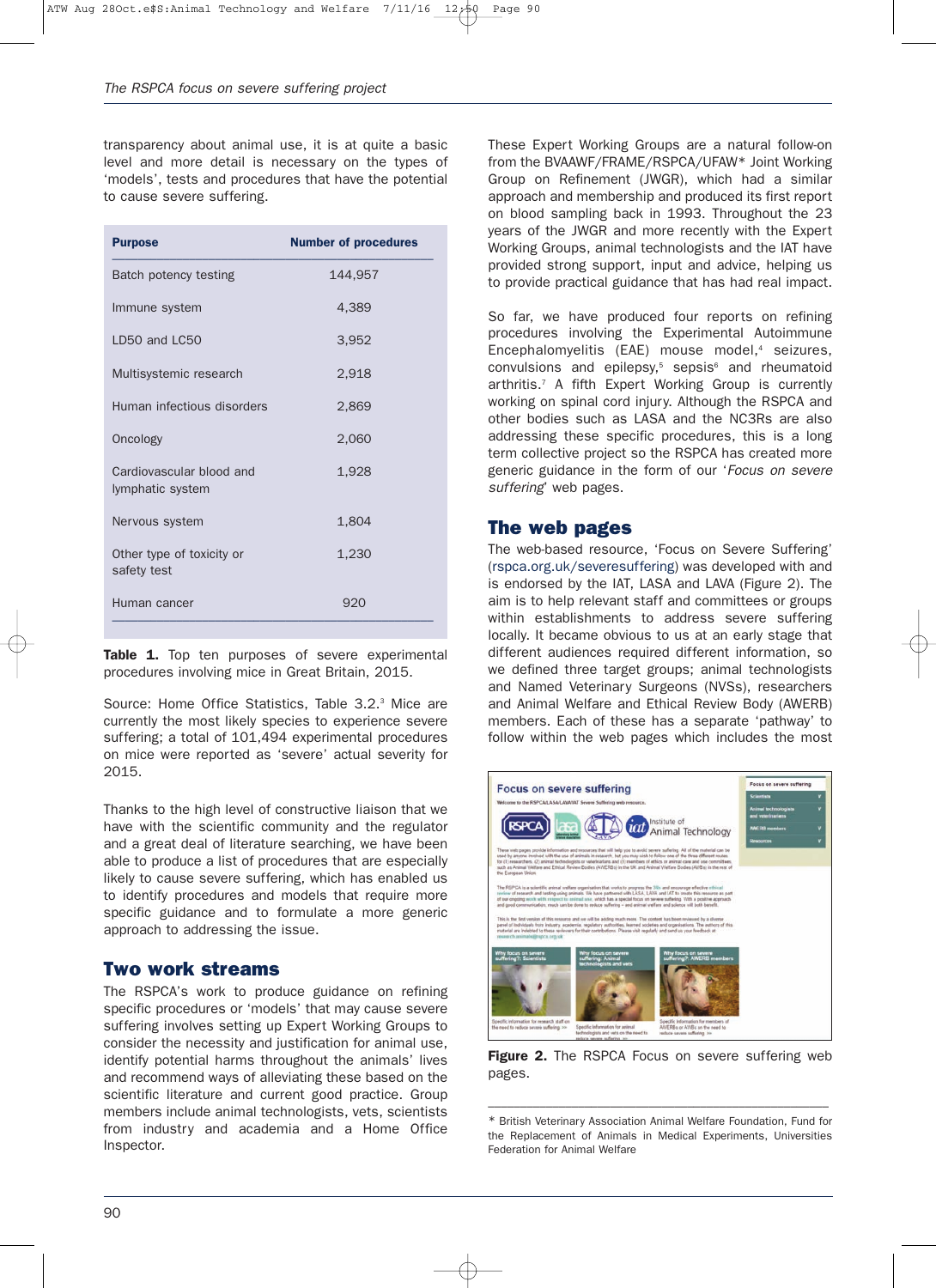transparency about animal use, it is at quite a basic level and more detail is necessary on the types of 'models', tests and procedures that have the potential to cause severe suffering.

| Purpose | Number of procedures |
|---|---|
| Batch potency testing | 144,957 |
| Immune system | 4,389 |
| LD50 and LC50 | 3,952 |
| Multisystemic research | 2,918 |
| Human infectious disorders | 2,869 |
| Oncology | 2,060 |
| Cardiovascular blood and lymphatic system | 1,928 |
| Nervous system | 1,804 |
| Other type of toxicity or safety test | 1,230 |
| Human cancer | 920 |

**Table 1.** Top ten purposes of severe experimental procedures involving mice in Great Britain, 2015.

Source: Home Office Statistics, Table 3.2.[3] Mice are currently the most likely species to experience severe suffering; a total of 101,494 experimental procedures on mice were reported as 'severe' actual severity for 2015.

Thanks to the high level of constructive liaison that we have with the scientific community and the regulator and a great deal of literature searching, we have been able to produce a list of procedures that are especially likely to cause severe suffering, which has enabled us to identify procedures and models that require more specific guidance and to formulate a more generic approach to addressing the issue.

## Two work streams

The RSPCA's work to produce guidance on refining specific procedures or 'models' that may cause severe suffering involves setting up Expert Working Groups to consider the necessity and justification for animal use, identify potential harms throughout the animals' lives and recommend ways of alleviating these based on the scientific literature and current good practice. Group members include animal technologists, vets, scientists from industry and academia and a Home Office Inspector.

These Expert Working Groups are a natural follow-on from the BVAAWF/FRAME/RSPCA/UFAW* Joint Working Group on Refinement (JWGR), which had a similar approach and membership and produced its first report on blood sampling back in 1993. Throughout the 23 years of the JWGR and more recently with the Expert Working Groups, animal technologists and the IAT have provided strong support, input and advice, helping us to provide practical guidance that has had real impact.

So far, we have produced four reports on refining procedures involving the Experimental Autoimmune Encephalomyelitis (EAE) mouse model,[4] seizures, convulsions and epilepsy,[5] sepsis[6] and rheumatoid arthritis.[7] A fifth Expert Working Group is currently working on spinal cord injury. Although the RSPCA and other bodies such as LASA and the NC3Rs are also addressing these specific procedures, this is a long term collective project so the RSPCA has created more generic guidance in the form of our '*Focus on severe suffering*' web pages.

## The web pages

The web-based resource, 'Focus on Severe Suffering' (rspca.org.uk/severesuffering) was developed with and is endorsed by the IAT, LASA and LAVA (Figure 2). The aim is to help relevant staff and committees or groups within establishments to address severe suffering locally. It became obvious to us at an early stage that different audiences required different information, so we defined three target groups; animal technologists and Named Veterinary Surgeons (NVSs), researchers and Animal Welfare and Ethical Review Body (AWERB) members. Each of these has a separate 'pathway' to follow within the web pages which includes the most

**Figure 2.** The RSPCA Focus on severe suffering web pages.

\* British Veterinary Association Animal Welfare Foundation, Fund for the Replacement of Animals in Medical Experiments, Universities Federation for Animal Welfare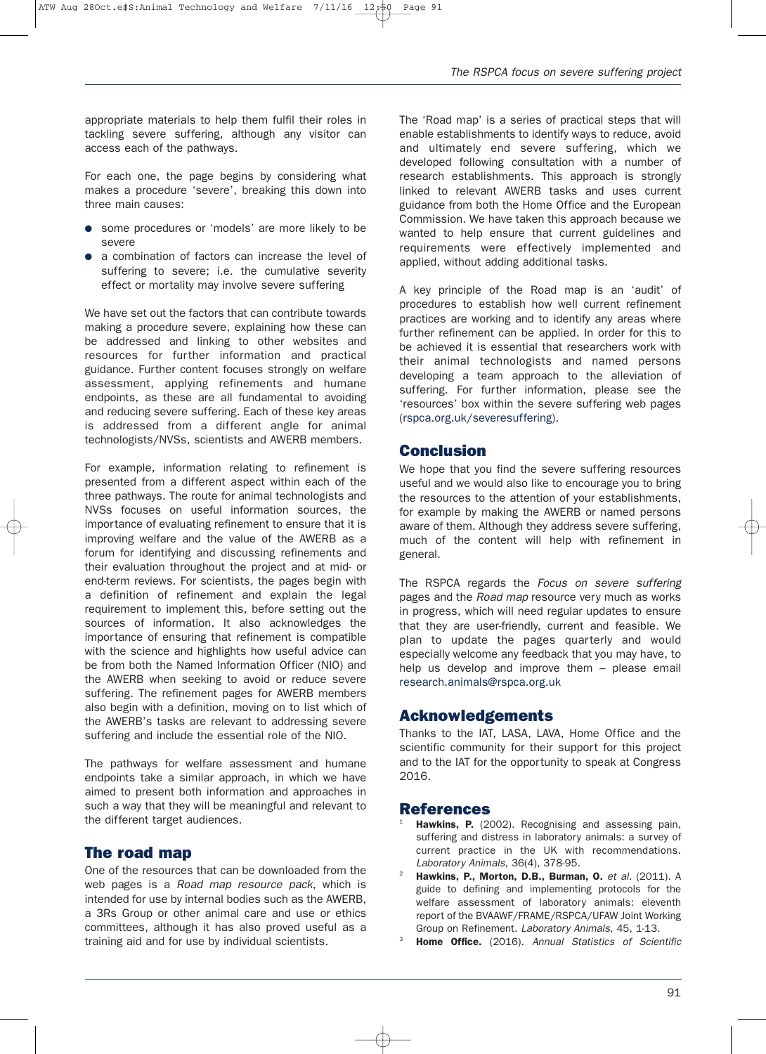appropriate materials to help them fulfil their roles in tackling severe suffering, although any visitor can access each of the pathways.

For each one, the page begins by considering what makes a procedure 'severe', breaking this down into three main causes:

- some procedures or 'models' are more likely to be severe
- a combination of factors can increase the level of suffering to severe; i.e. the cumulative severity effect or mortality may involve severe suffering

We have set out the factors that can contribute towards making a procedure severe, explaining how these can be addressed and linking to other websites and resources for further information and practical guidance. Further content focuses strongly on welfare assessment, applying refinements and humane endpoints, as these are all fundamental to avoiding and reducing severe suffering. Each of these key areas is addressed from a different angle for animal technologists/NVSs, scientists and AWERB members.

For example, information relating to refinement is presented from a different aspect within each of the three pathways. The route for animal technologists and NVSs focuses on useful information sources, the importance of evaluating refinement to ensure that it is improving welfare and the value of the AWERB as a forum for identifying and discussing refinements and their evaluation throughout the project and at mid- or end-term reviews. For scientists, the pages begin with a definition of refinement and explain the legal requirement to implement this, before setting out the sources of information. It also acknowledges the importance of ensuring that refinement is compatible with the science and highlights how useful advice can be from both the Named Information Officer (NIO) and the AWERB when seeking to avoid or reduce severe suffering. The refinement pages for AWERB members also begin with a definition, moving on to list which of the AWERB's tasks are relevant to addressing severe suffering and include the essential role of the NIO.

The pathways for welfare assessment and humane endpoints take a similar approach, in which we have aimed to present both information and approaches in such a way that they will be meaningful and relevant to the different target audiences.

## The road map

One of the resources that can be downloaded from the web pages is a *Road map resource pack*, which is intended for use by internal bodies such as the AWERB, a 3Rs Group or other animal care and use or ethics committees, although it has also proved useful as a training aid and for use by individual scientists.

The 'Road map' is a series of practical steps that will enable establishments to identify ways to reduce, avoid and ultimately end severe suffering, which we developed following consultation with a number of research establishments. This approach is strongly linked to relevant AWERB tasks and uses current guidance from both the Home Office and the European Commission. We have taken this approach because we wanted to help ensure that current guidelines and requirements were effectively implemented and applied, without adding additional tasks.

A key principle of the Road map is an 'audit' of procedures to establish how well current refinement practices are working and to identify any areas where further refinement can be applied. In order for this to be achieved it is essential that researchers work with their animal technologists and named persons developing a team approach to the alleviation of suffering. For further information, please see the 'resources' box within the severe suffering web pages (rspca.org.uk/severesuffering).

## Conclusion

We hope that you find the severe suffering resources useful and we would also like to encourage you to bring the resources to the attention of your establishments, for example by making the AWERB or named persons aware of them. Although they address severe suffering, much of the content will help with refinement in general.

The RSPCA regards the *Focus on severe suffering* pages and the *Road map* resource very much as works in progress, which will need regular updates to ensure that they are user-friendly, current and feasible. We plan to update the pages quarterly and would especially welcome any feedback that you may have, to help us develop and improve them – please email research.animals@rspca.org.uk

## Acknowledgements

Thanks to the IAT, LASA, LAVA, Home Office and the scientific community for their support for this project and to the IAT for the opportunity to speak at Congress 2016.

## References

[1] **Hawkins, P.** (2002). Recognising and assessing pain, suffering and distress in laboratory animals: a survey of current practice in the UK with recommendations. *Laboratory Animals*, 36(4), 378-95.

[2] **Hawkins, P., Morton, D.B., Burman, O.** *et al.* (2011). A guide to defining and implementing protocols for the welfare assessment of laboratory animals: eleventh report of the BVAAWF/FRAME/RSPCA/UFAW Joint Working Group on Refinement. *Laboratory Animals*, 45, 1-13.

[3] **Home Office.** (2016). *Annual Statistics of Scientific*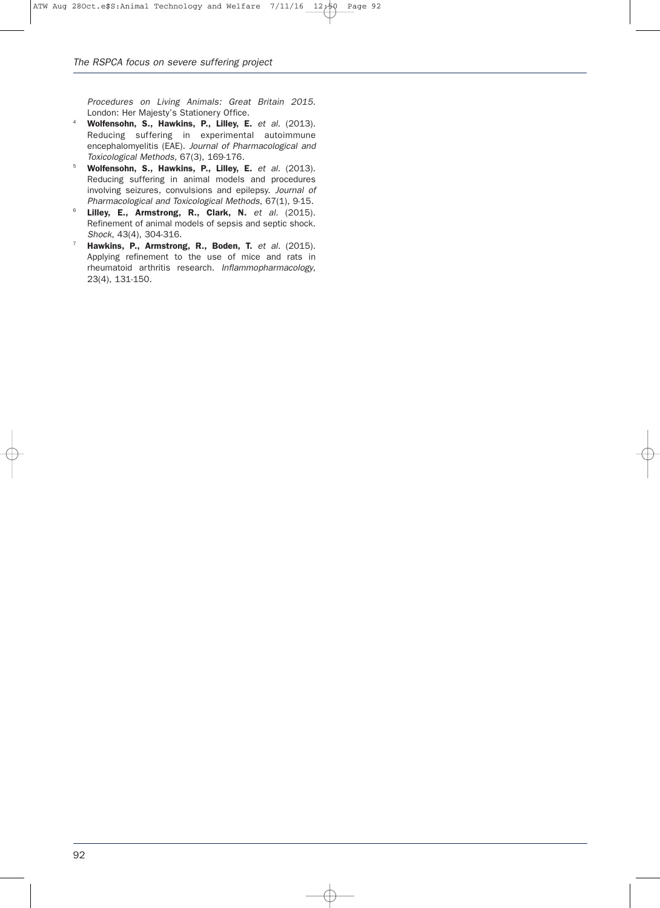*Procedures on Living Animals: Great Britain 2015*. London: Her Majesty's Stationery Office.

[4] **Wolfensohn, S., Hawkins, P., Lilley, E.** *et al.* (2013). Reducing suffering in experimental autoimmune encephalomyelitis (EAE). *Journal of Pharmacological and Toxicological Methods,* 67(3), 169-176.

[5] **Wolfensohn, S., Hawkins, P., Lilley, E.** *et al.* (2013). Reducing suffering in animal models and procedures involving seizures, convulsions and epilepsy. *Journal of Pharmacological and Toxicological Methods*, 67(1), 9-15.

[6] **Lilley, E., Armstrong, R., Clark, N.** *et al.* (2015). Refinement of animal models of sepsis and septic shock. *Shock*, 43(4), 304-316.

[7] **Hawkins, P., Armstrong, R., Boden, T.** *et al*. (2015). Applying refinement to the use of mice and rats in rheumatoid arthritis research. *Inflammopharmacology*, 23(4), 131-150.